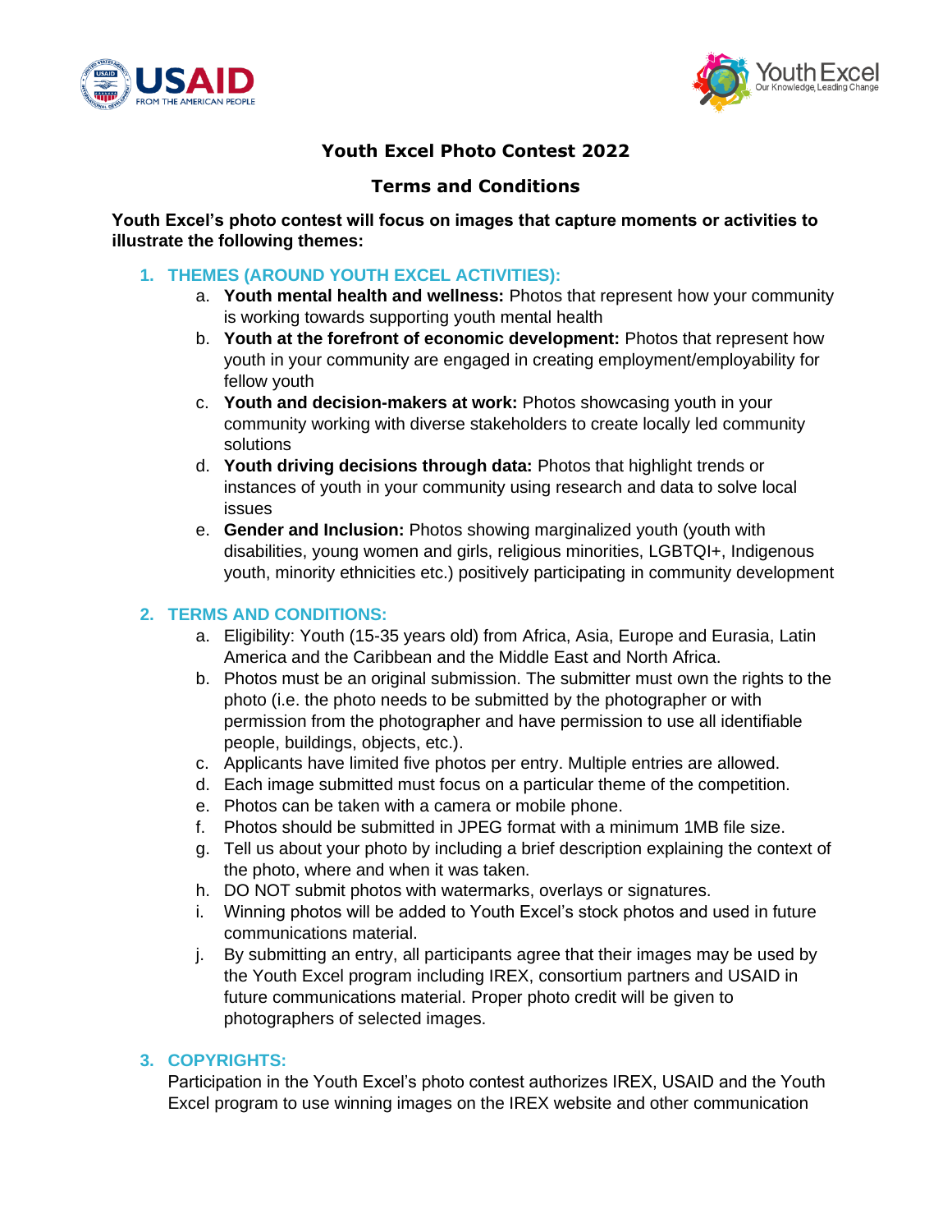# Youth Excel Photo Contest 2022

## Terms and Conditions

**Youth Excel's photo contest will focus on images that capture moments or activities to illustrate the following themes:**

### 1. THEMES (AROUND YOUTH EXCEL ACTIVITIES):

a. **Youth mental health and wellness:** Photos that represent how your community is working towards supporting youth mental health

b. **Youth at the forefront of economic development:** Photos that represent how youth in your community are engaged in creating employment/employability for fellow youth

c. **Youth and decision-makers at work:** Photos showcasing youth in your community working with diverse stakeholders to create locally led community solutions

d. **Youth driving decisions through data:** Photos that highlight trends or instances of youth in your community using research and data to solve local issues

e. **Gender and Inclusion:** Photos showing marginalized youth (youth with disabilities, young women and girls, religious minorities, LGBTQI+, Indigenous youth, minority ethnicities etc.) positively participating in community development

### 2. TERMS AND CONDITIONS:

a. Eligibility: Youth (15-35 years old) from Africa, Asia, Europe and Eurasia, Latin America and the Caribbean and the Middle East and North Africa.

b. Photos must be an original submission. The submitter must own the rights to the photo (i.e. the photo needs to be submitted by the photographer or with permission from the photographer and have permission to use all identifiable people, buildings, objects, etc.).

c. Applicants have limited five photos per entry. Multiple entries are allowed.

d. Each image submitted must focus on a particular theme of the competition.

e. Photos can be taken with a camera or mobile phone.

f. Photos should be submitted in JPEG format with a minimum 1MB file size.

g. Tell us about your photo by including a brief description explaining the context of the photo, where and when it was taken.

h. DO NOT submit photos with watermarks, overlays or signatures.

i. Winning photos will be added to Youth Excel's stock photos and used in future communications material.

j. By submitting an entry, all participants agree that their images may be used by the Youth Excel program including IREX, consortium partners and USAID in future communications material. Proper photo credit will be given to photographers of selected images.

### 3. COPYRIGHTS:

Participation in the Youth Excel's photo contest authorizes IREX, USAID and the Youth Excel program to use winning images on the IREX website and other communication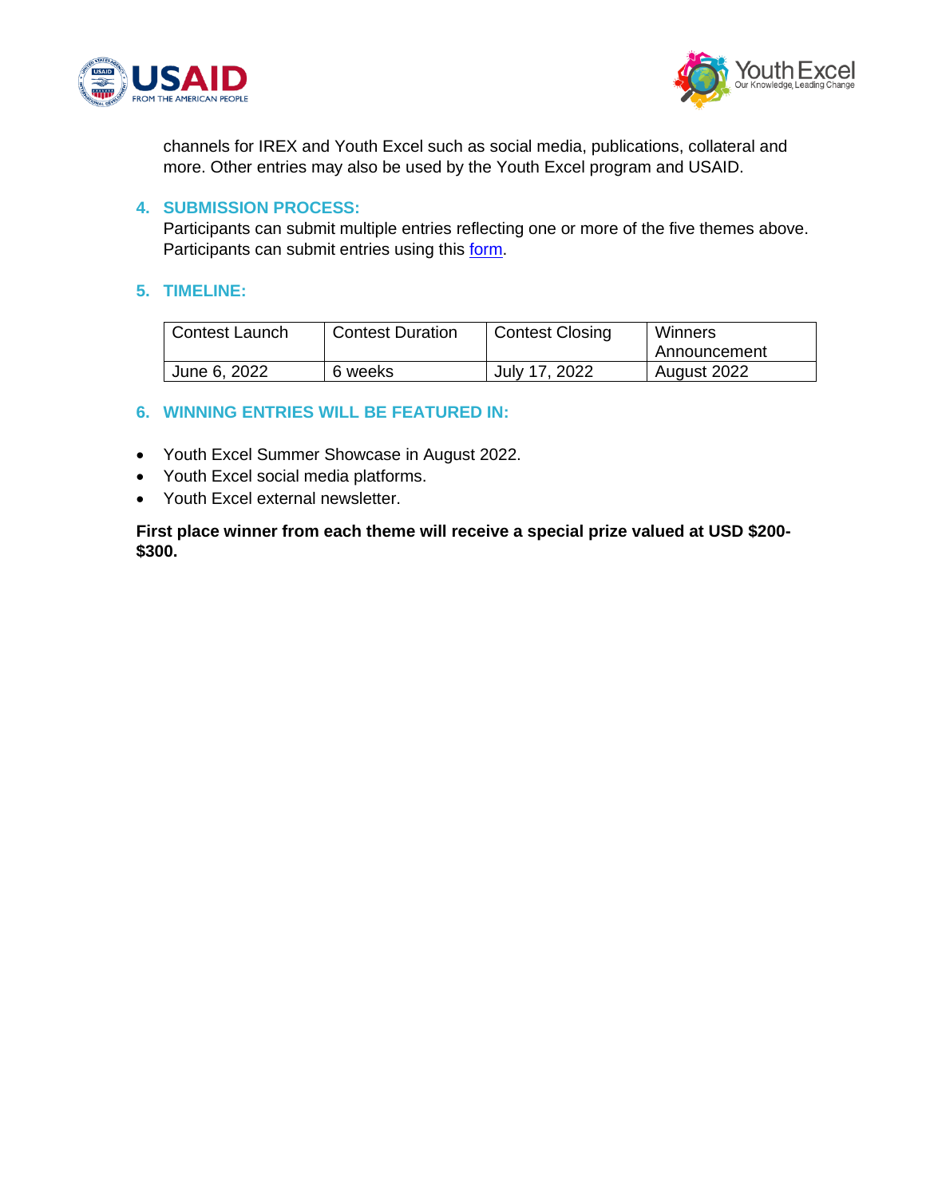channels for IREX and Youth Excel such as social media, publications, collateral and more. Other entries may also be used by the Youth Excel program and USAID.

### 4. SUBMISSION PROCESS:

Participants can submit multiple entries reflecting one or more of the five themes above. Participants can submit entries using this form.

### 5. TIMELINE:

| Contest Launch | Contest Duration | Contest Closing | Winners Announcement |
|---|---|---|---|
| June 6, 2022 | 6 weeks | July 17, 2022 | August 2022 |

### 6. WINNING ENTRIES WILL BE FEATURED IN:

- Youth Excel Summer Showcase in August 2022.
- Youth Excel social media platforms.
- Youth Excel external newsletter.

**First place winner from each theme will receive a special prize valued at USD $200-$300.**